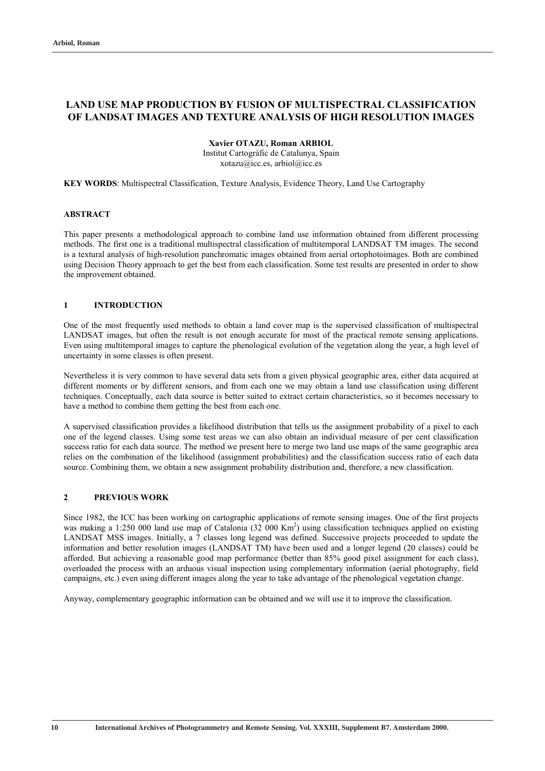# LAND USE MAP PRODUCTION BY FUSION OF MULTISPECTRAL CLASSIFICATION OF LANDSAT IMAGES AND TEXTURE ANALYSIS OF HIGH RESOLUTION IMAGES

**Xavier OTAZU, Roman ARBIOL**
Institut Cartogràfic de Catalunya, Spain
xotazu@icc.es, arbiol@icc.es

**KEY WORDS**: Multispectral Classification, Texture Analysis, Evidence Theory, Land Use Cartography

## ABSTRACT

This paper presents a methodological approach to combine land use information obtained from different processing methods. The first one is a traditional multispectral classification of multitemporal LANDSAT TM images. The second is a textural analysis of high-resolution panchromatic images obtained from aerial ortophotoimages. Both are combined using Decision Theory approach to get the best from each classification. Some test results are presented in order to show the improvement obtained.

## 1 INTRODUCTION

One of the most frequently used methods to obtain a land cover map is the supervised classification of multispectral LANDSAT images, but often the result is not enough accurate for most of the practical remote sensing applications. Even using multitemporal images to capture the phenological evolution of the vegetation along the year, a high level of uncertainty in some classes is often present.

Nevertheless it is very common to have several data sets from a given physical geographic area, either data acquired at different moments or by different sensors, and from each one we may obtain a land use classification using different techniques. Conceptually, each data source is better suited to extract certain characteristics, so it becomes necessary to have a method to combine them getting the best from each one.

A supervised classification provides a likelihood distribution that tells us the assignment probability of a pixel to each one of the legend classes. Using some test areas we can also obtain an individual measure of per cent classification success ratio for each data source. The method we present here to merge two land use maps of the same geographic area relies on the combination of the likelihood (assignment probabilities) and the classification success ratio of each data source. Combining them, we obtain a new assignment probability distribution and, therefore, a new classification.

## 2 PREVIOUS WORK

Since 1982, the ICC has been working on cartographic applications of remote sensing images. One of the first projects was making a 1:250 000 land use map of Catalonia (32 000 $Km^2$) using classification techniques applied on existing LANDSAT MSS images. Initially, a 7 classes long legend was defined. Successive projects proceeded to update the information and better resolution images (LANDSAT TM) have been used and a longer legend (20 classes) could be afforded. But achieving a reasonable good map performance (better than 85% good pixel assignment for each class), overloaded the process with an arduous visual inspection using complementary information (aerial photography, field campaigns, etc.) even using different images along the year to take advantage of the phenological vegetation change.

Anyway, complementary geographic information can be obtained and we will use it to improve the classification.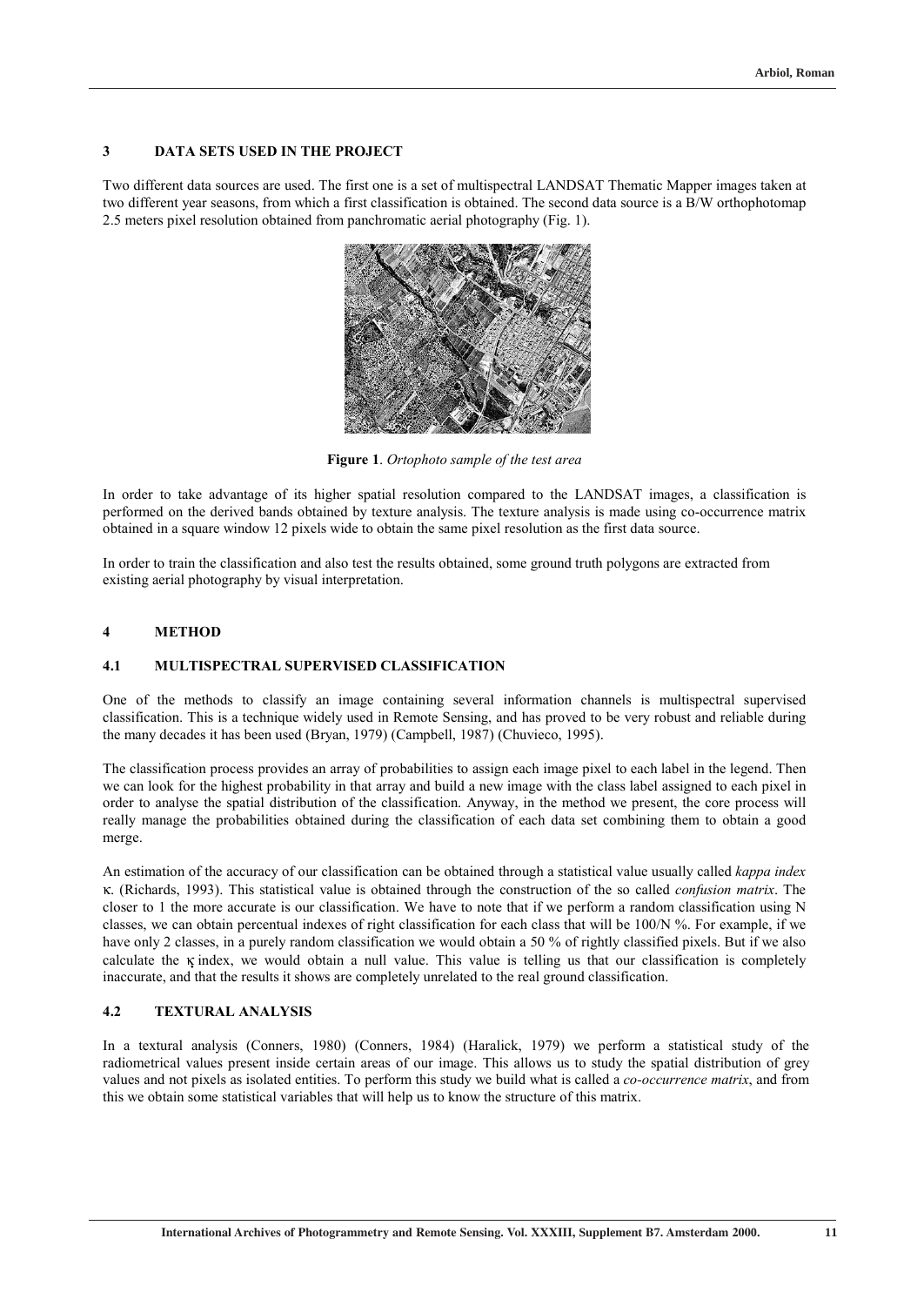## 3 DATA SETS USED IN THE PROJECT

Two different data sources are used. The first one is a set of multispectral LANDSAT Thematic Mapper images taken at two different year seasons, from which a first classification is obtained. The second data source is a B/W orthophotomap 2.5 meters pixel resolution obtained from panchromatic aerial photography (Fig. 1).

**Figure 1**. *Ortophoto sample of the test area*

In order to take advantage of its higher spatial resolution compared to the LANDSAT images, a classification is performed on the derived bands obtained by texture analysis. The texture analysis is made using co-occurrence matrix obtained in a square window 12 pixels wide to obtain the same pixel resolution as the first data source.

In order to train the classification and also test the results obtained, some ground truth polygons are extracted from existing aerial photography by visual interpretation.

## 4 METHOD

### 4.1 MULTISPECTRAL SUPERVISED CLASSIFICATION

One of the methods to classify an image containing several information channels is multispectral supervised classification. This is a technique widely used in Remote Sensing, and has proved to be very robust and reliable during the many decades it has been used (Bryan, 1979) (Campbell, 1987) (Chuvieco, 1995).

The classification process provides an array of probabilities to assign each image pixel to each label in the legend. Then we can look for the highest probability in that array and build a new image with the class label assigned to each pixel in order to analyse the spatial distribution of the classification. Anyway, in the method we present, the core process will really manage the probabilities obtained during the classification of each data set combining them to obtain a good merge.

An estimation of the accuracy of our classification can be obtained through a statistical value usually called *kappa index* $\kappa$. (Richards, 1993). This statistical value is obtained through the construction of the so called *confusion matrix*. The closer to 1 the more accurate is our classification. We have to note that if we perform a random classification using N classes, we can obtain percentual indexes of right classification for each class that will be 100/N %. For example, if we have only 2 classes, in a purely random classification we would obtain a 50 % of rightly classified pixels. But if we also calculate the $\kappa$ index, we would obtain a null value. This value is telling us that our classification is completely inaccurate, and that the results it shows are completely unrelated to the real ground classification.

### 4.2 TEXTURAL ANALYSIS

In a textural analysis (Conners, 1980) (Conners, 1984) (Haralick, 1979) we perform a statistical study of the radiometrical values present inside certain areas of our image. This allows us to study the spatial distribution of grey values and not pixels as isolated entities. To perform this study we build what is called a *co-occurrence matrix*, and from this we obtain some statistical variables that will help us to know the structure of this matrix.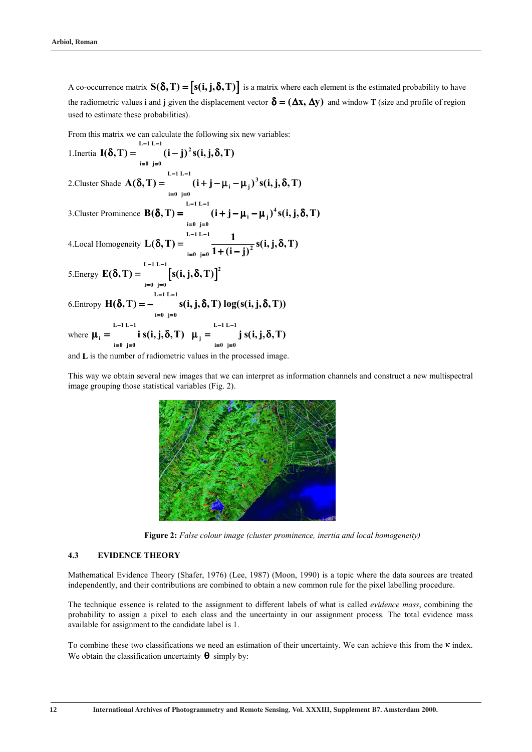A co-occurrence matrix $\mathbf{S(\delta,T) = [s(i,j,\delta,T)]}$ is a matrix where each element is the estimated probability to have the radiometric values **i** and **j** given the displacement vector $\boldsymbol{\delta} = (\Delta x, \Delta y)$ and window **T** (size and profile of region used to estimate these probabilities).

From this matrix we can calculate the following six new variables:

1.Inertia $\mathbf{I(\delta,T)} = \sum_{i=0}^{L-1}\sum_{j=0}^{L-1} (i-j)^2 s(i,j,\delta,T)$

2.Cluster Shade $\mathbf{A(\delta,T)} = \sum_{i=0}^{L-1}\sum_{j=0}^{L-1} (i+j-\mu_i-\mu_j)^3 s(i,j,\delta,T)$

3.Cluster Prominence $\mathbf{B(\delta,T)} = \sum_{i=0}^{L-1}\sum_{j=0}^{L-1} (i+j-\mu_i-\mu_j)^4 s(i,j,\delta,T)$

4.Local Homogeneity $\mathbf{L(\delta,T)} = \sum_{i=0}^{L-1}\sum_{j=0}^{L-1} \frac{1}{1+(i-j)^2} s(i,j,\delta,T)$

5.Energy $\mathbf{E(\delta,T)} = \sum_{i=0}^{L-1}\sum_{j=0}^{L-1} [s(i,j,\delta,T)]^2$

6.Entropy $\mathbf{H(\delta,T)} = -\sum_{i=0}^{L-1}\sum_{j=0}^{L-1} s(i,j,\delta,T)\log(s(i,j,\delta,T))$

where $\mu_i = \sum_{i=0}^{L-1}\sum_{j=0}^{L-1} i\, s(i,j,\delta,T)$ $\mu_j = \sum_{i=0}^{L-1}\sum_{j=0}^{L-1} j\, s(i,j,\delta,T)$

and **L** is the number of radiometric values in the processed image.

This way we obtain several new images that we can interpret as information channels and construct a new multispectral image grouping those statistical variables (Fig. 2).

**Figure 2:** *False colour image (cluster prominence, inertia and local homogeneity)*

### 4.3 EVIDENCE THEORY

Mathematical Evidence Theory (Shafer, 1976) (Lee, 1987) (Moon, 1990) is a topic where the data sources are treated independently, and their contributions are combined to obtain a new common rule for the pixel labelling procedure.

The technique essence is related to the assignment to different labels of what is called *evidence mass*, combining the probability to assign a pixel to each class and the uncertainty in our assignment process. The total evidence mass available for assignment to the candidate label is 1.

To combine these two classifications we need an estimation of their uncertainty. We can achieve this from the $\kappa$ index. We obtain the classification uncertainty $\theta$ simply by: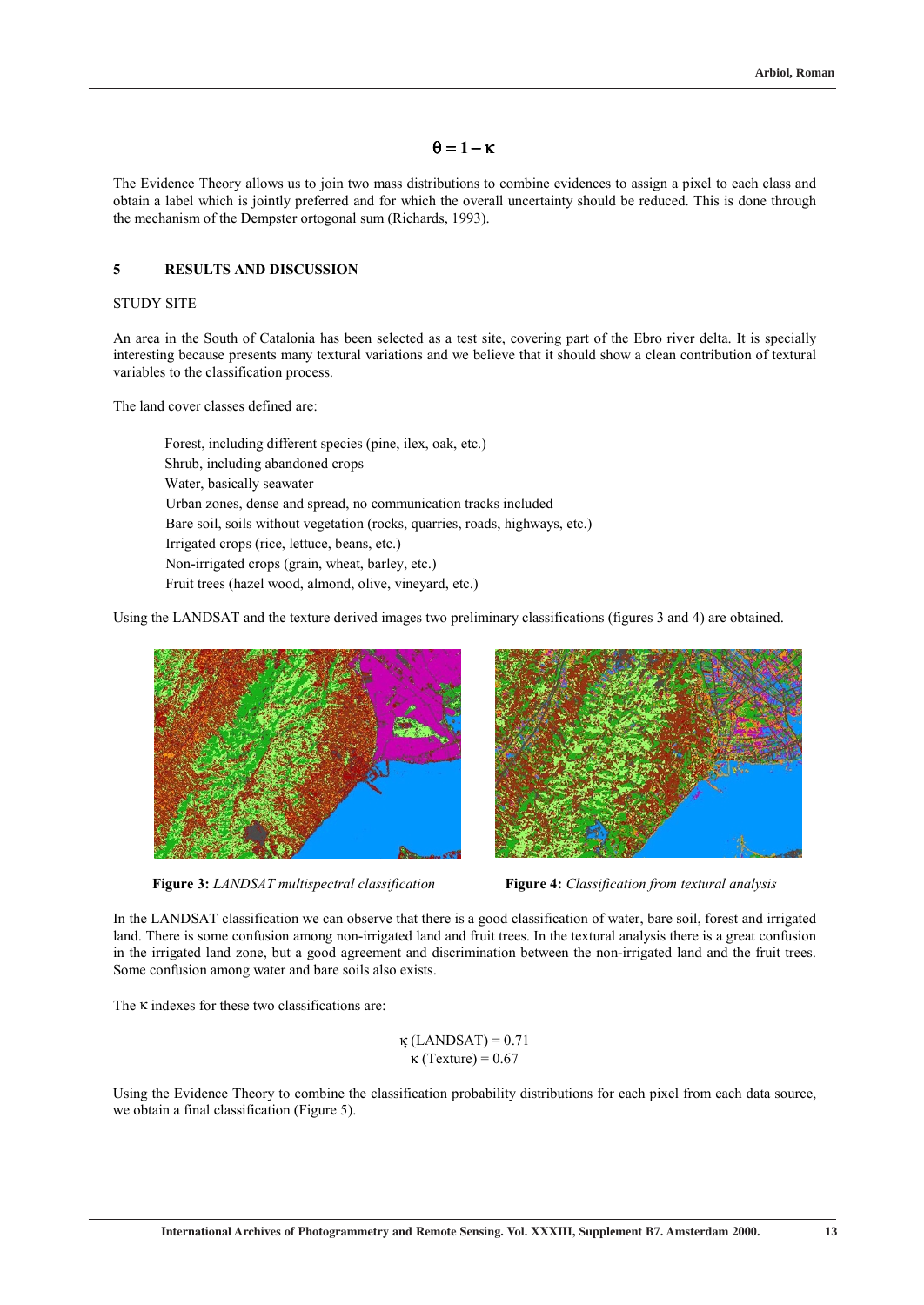$$\theta = 1 - \kappa$$

The Evidence Theory allows us to join two mass distributions to combine evidences to assign a pixel to each class and obtain a label which is jointly preferred and for which the overall uncertainty should be reduced. This is done through the mechanism of the Dempster ortogonal sum (Richards, 1993).

## 5 RESULTS AND DISCUSSION

STUDY SITE

An area in the South of Catalonia has been selected as a test site, covering part of the Ebro river delta. It is specially interesting because presents many textural variations and we believe that it should show a clean contribution of textural variables to the classification process.

The land cover classes defined are:

- Forest, including different species (pine, ilex, oak, etc.)
- Shrub, including abandoned crops
- Water, basically seawater
- Urban zones, dense and spread, no communication tracks included
- Bare soil, soils without vegetation (rocks, quarries, roads, highways, etc.)
- Irrigated crops (rice, lettuce, beans, etc.)
- Non-irrigated crops (grain, wheat, barley, etc.)
- Fruit trees (hazel wood, almond, olive, vineyard, etc.)

Using the LANDSAT and the texture derived images two preliminary classifications (figures 3 and 4) are obtained.

**Figure 3:** *LANDSAT multispectral classification*

**Figure 4:** *Classification from textural analysis*

In the LANDSAT classification we can observe that there is a good classification of water, bare soil, forest and irrigated land. There is some confusion among non-irrigated land and fruit trees. In the textural analysis there is a great confusion in the irrigated land zone, but a good agreement and discrimination between the non-irrigated land and the fruit trees. Some confusion among water and bare soils also exists.

The $\kappa$ indexes for these two classifications are:

$$\kappa \text{ (LANDSAT)} = 0.71$$
$$\kappa \text{ (Texture)} = 0.67$$

Using the Evidence Theory to combine the classification probability distributions for each pixel from each data source, we obtain a final classification (Figure 5).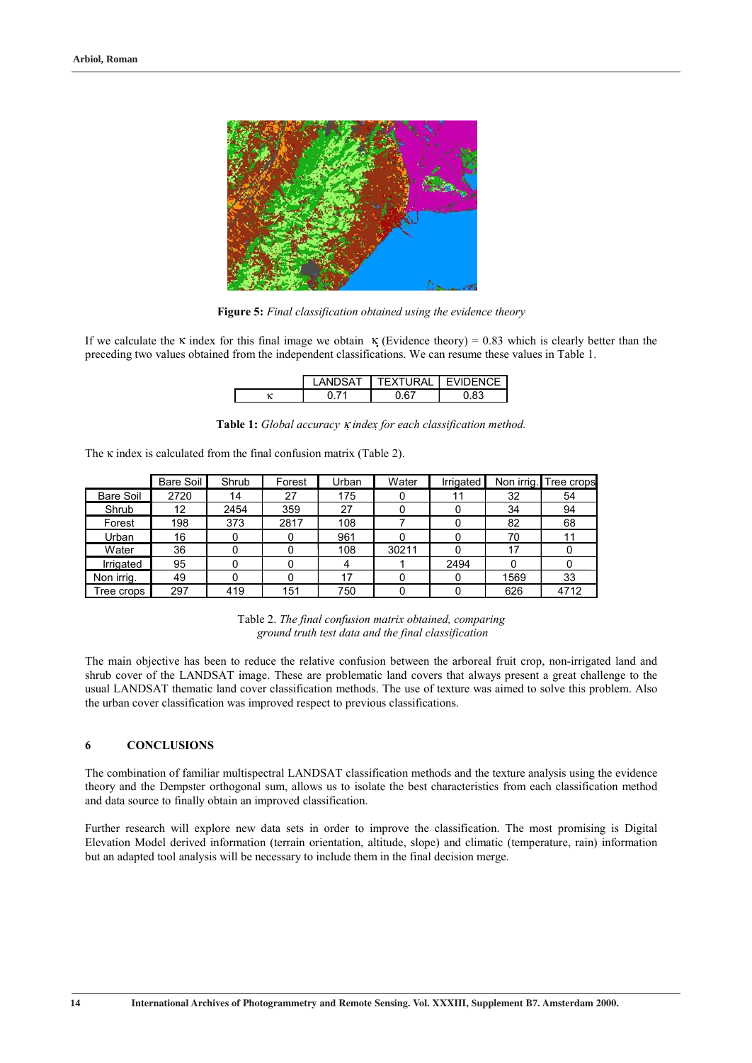**Figure 5:** *Final classification obtained using the evidence theory*

If we calculate the κ index for this final image we obtain κ (Evidence theory) = 0.83 which is clearly better than the preceding two values obtained from the independent classifications. We can resume these values in Table 1.

| | LANDSAT | TEXTURAL | EVIDENCE |
|---|---|---|---|
| κ | 0.71 | 0.67 | 0.83 |

**Table 1:** *Global accuracy κ index for each classification method.*

The κ index is calculated from the final confusion matrix (Table 2).

| | Bare Soil | Shrub | Forest | Urban | Water | Irrigated | Non irrig. | Tree crops |
|---|---|---|---|---|---|---|---|---|
| Bare Soil | 2720 | 14 | 27 | 175 | 0 | 11 | 32 | 54 |
| Shrub | 12 | 2454 | 359 | 27 | 0 | 0 | 34 | 94 |
| Forest | 198 | 373 | 2817 | 108 | 7 | 0 | 82 | 68 |
| Urban | 16 | 0 | 0 | 961 | 0 | 0 | 70 | 11 |
| Water | 36 | 0 | 0 | 108 | 30211 | 0 | 17 | 0 |
| Irrigated | 95 | 0 | 0 | 4 | 1 | 2494 | 0 | 0 |
| Non irrig. | 49 | 0 | 0 | 17 | 0 | 0 | 1569 | 33 |
| Tree crops | 297 | 419 | 151 | 750 | 0 | 0 | 626 | 4712 |

Table 2. *The final confusion matrix obtained, comparing ground truth test data and the final classification*

The main objective has been to reduce the relative confusion between the arboreal fruit crop, non-irrigated land and shrub cover of the LANDSAT image. These are problematic land covers that always present a great challenge to the usual LANDSAT thematic land cover classification methods. The use of texture was aimed to solve this problem. Also the urban cover classification was improved respect to previous classifications.

## 6 CONCLUSIONS

The combination of familiar multispectral LANDSAT classification methods and the texture analysis using the evidence theory and the Dempster orthogonal sum, allows us to isolate the best characteristics from each classification method and data source to finally obtain an improved classification.

Further research will explore new data sets in order to improve the classification. The most promising is Digital Elevation Model derived information (terrain orientation, altitude, slope) and climatic (temperature, rain) information but an adapted tool analysis will be necessary to include them in the final decision merge.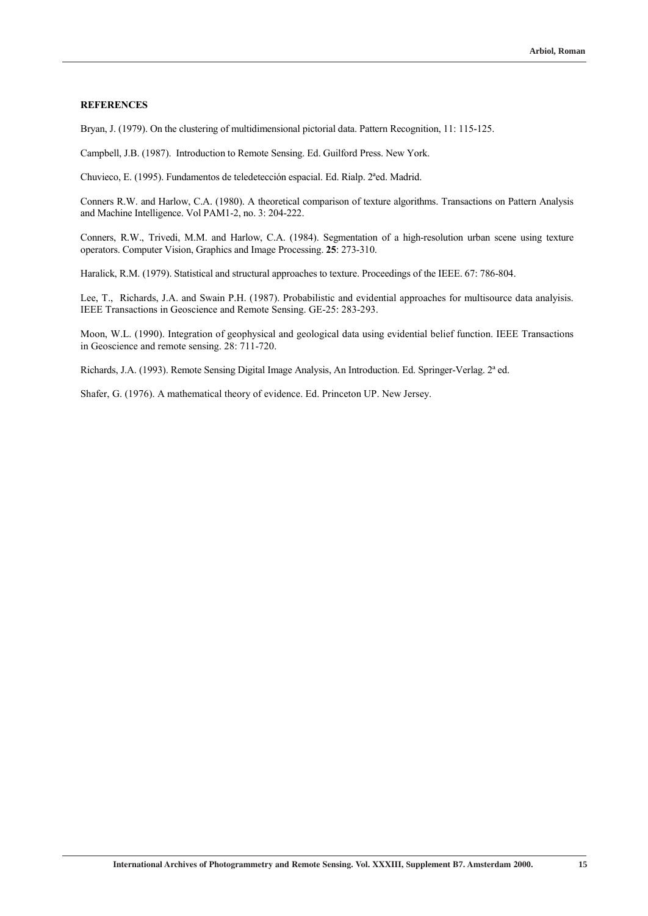**REFERENCES**

Bryan, J. (1979). On the clustering of multidimensional pictorial data. Pattern Recognition, 11: 115-125.

Campbell, J.B. (1987). Introduction to Remote Sensing. Ed. Guilford Press. New York.

Chuvieco, E. (1995). Fundamentos de teledetección espacial. Ed. Rialp. 2ªed. Madrid.

Conners R.W. and Harlow, C.A. (1980). A theoretical comparison of texture algorithms. Transactions on Pattern Analysis and Machine Intelligence. Vol PAM1-2, no. 3: 204-222.

Conners, R.W., Trivedi, M.M. and Harlow, C.A. (1984). Segmentation of a high-resolution urban scene using texture operators. Computer Vision, Graphics and Image Processing. **25**: 273-310.

Haralick, R.M. (1979). Statistical and structural approaches to texture. Proceedings of the IEEE. 67: 786-804.

Lee, T., Richards, J.A. and Swain P.H. (1987). Probabilistic and evidential approaches for multisource data analyisis. IEEE Transactions in Geoscience and Remote Sensing. GE-25: 283-293.

Moon, W.L. (1990). Integration of geophysical and geological data using evidential belief function. IEEE Transactions in Geoscience and remote sensing. 28: 711-720.

Richards, J.A. (1993). Remote Sensing Digital Image Analysis, An Introduction. Ed. Springer-Verlag. 2ª ed.

Shafer, G. (1976). A mathematical theory of evidence. Ed. Princeton UP. New Jersey.